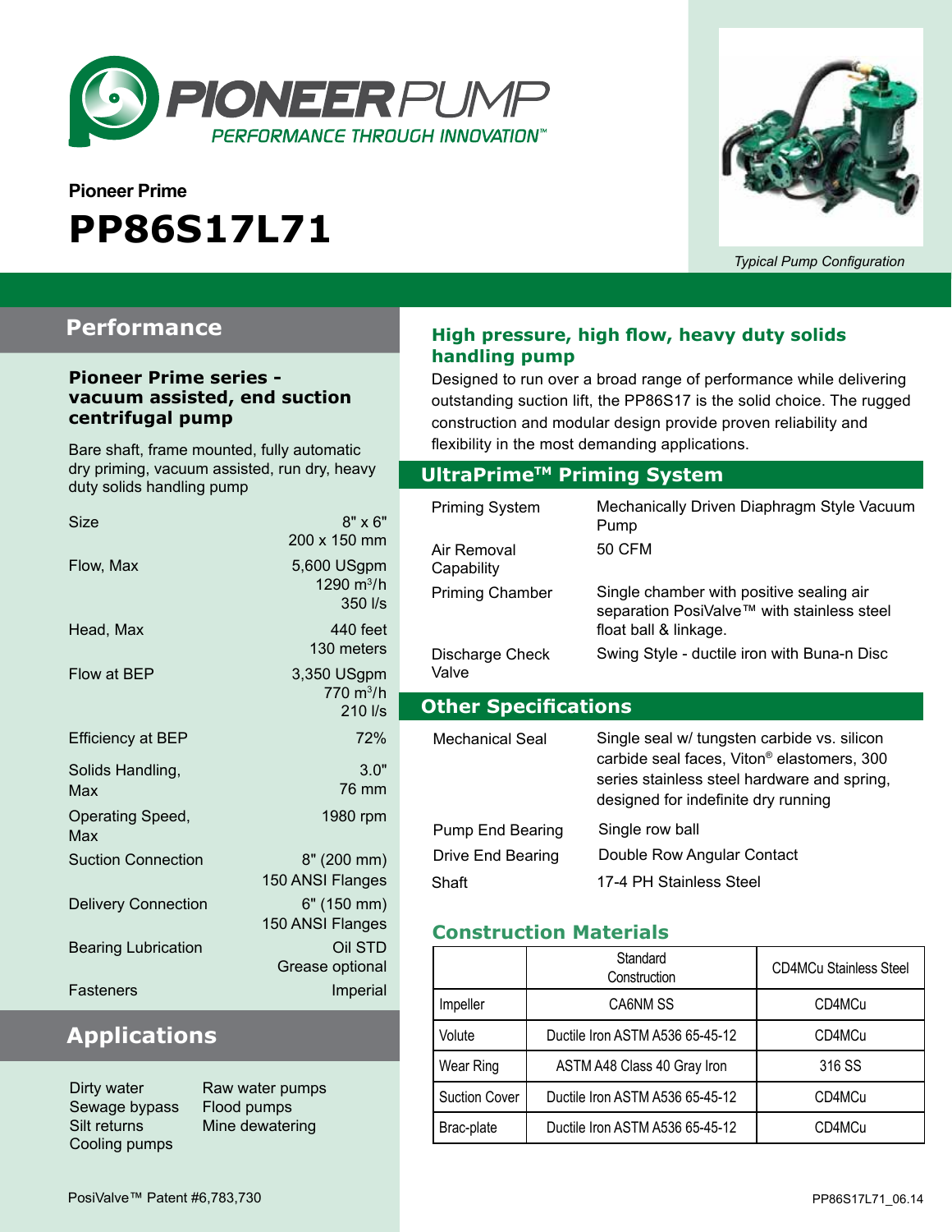# PIONEERPUMP

*PERFORMANCE THROUGH INNOVATION™*

**Pioneer Prime**

# PP86S17L71

*Typical Pump Configuration*

## Performance

### Pioneer Prime series - vacuum assisted, end suction centrifugal pump

Bare shaft, frame mounted, fully automatic dry priming, vacuum assisted, run dry, heavy duty solids handling pump

| | |
|---|---|
| Size | 8" x 6"<br>200 x 150 mm |
| Flow, Max | 5,600 USgpm<br>1290 $m^3/h$<br>350 l/s |
| Head, Max | 440 feet<br>130 meters |
| Flow at BEP | 3,350 USgpm<br>770 $m^3/h$<br>210 l/s |
| Efficiency at BEP | 72% |
| Solids Handling, Max | 3.0"<br>76 mm |
| Operating Speed, Max | 1980 rpm |
| Suction Connection | 8" (200 mm)<br>150 ANSI Flanges |
| Delivery Connection | 6" (150 mm)<br>150 ANSI Flanges |
| Bearing Lubrication | Oil STD<br>Grease optional |
| Fasteners | Imperial |

## Applications

- Dirty water
- Sewage bypass
- Silt returns
- Cooling pumps
- Raw water pumps
- Flood pumps
- Mine dewatering

### High pressure, high flow, heavy duty solids handling pump

Designed to run over a broad range of performance while delivering outstanding suction lift, the PP86S17 is the solid choice. The rugged construction and modular design provide proven reliability and flexibility in the most demanding applications.

## UltraPrime™ Priming System

| | |
|---|---|
| Priming System | Mechanically Driven Diaphragm Style Vacuum Pump |
| Air Removal Capability | 50 CFM |
| Priming Chamber | Single chamber with positive sealing air separation PosiValve™ with stainless steel float ball & linkage. |
| Discharge Check Valve | Swing Style - ductile iron with Buna-n Disc |

## Other Specifications

| | |
|---|---|
| Mechanical Seal | Single seal w/ tungsten carbide vs. silicon carbide seal faces, Viton® elastomers, 300 series stainless steel hardware and spring, designed for indefinite dry running |
| Pump End Bearing | Single row ball |
| Drive End Bearing | Double Row Angular Contact |
| Shaft | 17-4 PH Stainless Steel |

### Construction Materials

| | Standard Construction | CD4MCu Stainless Steel |
|---|---|---|
| Impeller | CA6NM SS | CD4MCu |
| Volute | Ductile Iron ASTM A536 65-45-12 | CD4MCu |
| Wear Ring | ASTM A48 Class 40 Gray Iron | 316 SS |
| Suction Cover | Ductile Iron ASTM A536 65-45-12 | CD4MCu |
| Brac-plate | Ductile Iron ASTM A536 65-45-12 | CD4MCu |

PosiValve™ Patent #6,783,730

PP86S17L71_06.14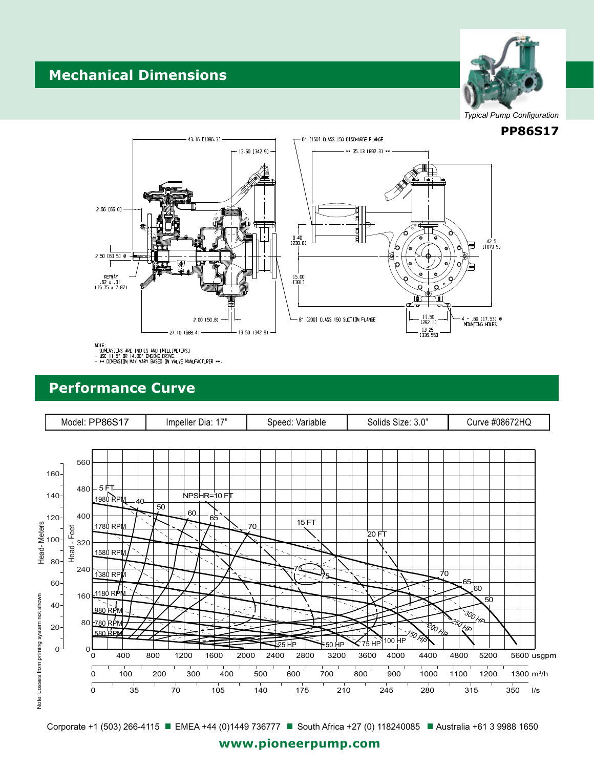## Mechanical Dimensions

Typical Pump Configuration

**PP86S17**

43.16 [1096.3]
13.50 [342.9]
6" [150] CLASS 150 DISCHARGE FLANGE
** 35.13 [892.3] **
2.56 [65.0]
2.50 [63.5] Ø
KEYWAY .62 x .31 [15.75 x 7.87]
9.40 [238.8]
15.00 [381]
42.5 [1079.5]
2.00 [50.8]
27.10 [688.4]
13.50 [342.9]
8" [200] CLASS 150 SUCTION FLANGE
11.50 [292.1]
13.25 [336.55]
4 - .69 [17.53] Ø MOUNTING HOLES

NOTE:
- DIMENSIONS ARE INCHES AND [MILLIMETERS].
- USE 11.5" OR 14.00" ENGINE DRIVE.
- ** DIMENSION MAY VARY BASED ON VALVE MANUFACTURER **.

## Performance Curve

| Model: PP86S17 | Impeller Dia: 17" | Speed: Variable | Solids Size: 3.0" | Curve #08672HQ |
|---|---|---|---|---|

Head- Meters: 0, 20, 40, 60, 80, 100, 120, 140, 160
Head - Feet: 0, 80, 160, 240, 320, 400, 480, 560
Note: Losses from priming system not shown

5 FT
NPSHR=10 FT
15 FT
20 FT
1980 RPM
1780 RPM
1580 RPM
1380 RPM
1180 RPM
980 RPM
780 RPM
580 RPM
40
50
60
65
70
75
75
70
65
60
50
25 HP
50 HP
75 HP
100 HP
150 HP
200 HP
250 HP
300 HP

0, 400, 800, 1200, 1600, 2000, 2400, 2800, 3200, 3600, 4000, 4400, 4800, 5200, 5600 usgpm
0, 100, 200, 300, 400, 500, 600, 700, 800, 900, 1000, 1100, 1200, 1300 m³/h
0, 35, 70, 105, 140, 175, 210, 245, 280, 315, 350 l/s

Corporate +1 (503) 266-4115 ■ EMEA +44 (0)1449 736777 ■ South Africa +27 (0) 118240085 ■ Australia +61 3 9988 1650

**www.pioneerpump.com**